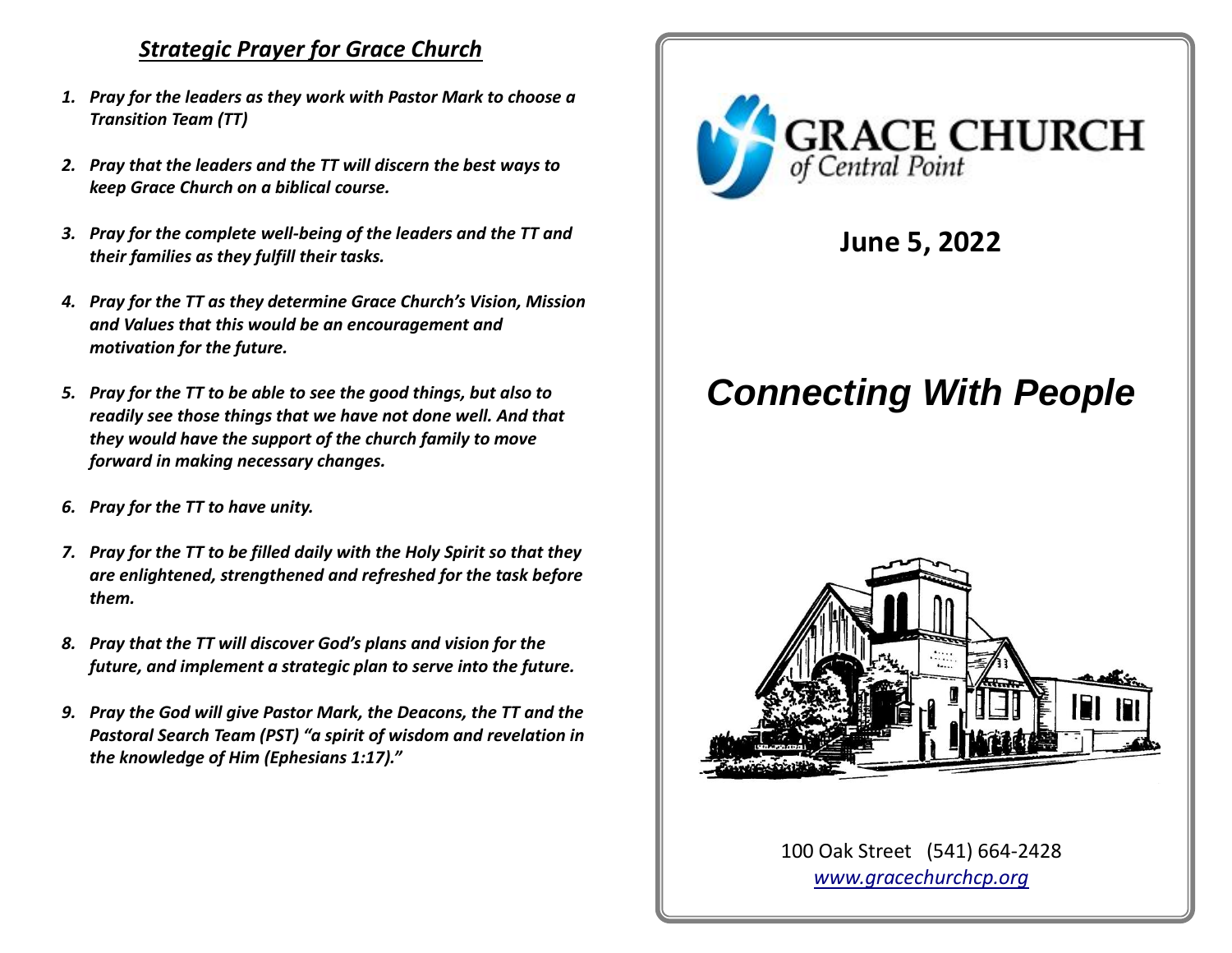## *Strategic Prayer for Grace Church*

1. ***Pray for the leaders as they work with Pastor Mark to choose a Transition Team (TT)***
2. ***Pray that the leaders and the TT will discern the best ways to keep Grace Church on a biblical course.***
3. ***Pray for the complete well-being of the leaders and the TT and their families as they fulfill their tasks.***
4. ***Pray for the TT as they determine Grace Church's Vision, Mission and Values that this would be an encouragement and motivation for the future.***
5. ***Pray for the TT to be able to see the good things, but also to readily see those things that we have not done well. And that they would have the support of the church family to move forward in making necessary changes.***
6. ***Pray for the TT to have unity.***
7. ***Pray for the TT to be filled daily with the Holy Spirit so that they are enlightened, strengthened and refreshed for the task before them.***
8. ***Pray that the TT will discover God's plans and vision for the future, and implement a strategic plan to serve into the future.***
9. ***Pray the God will give Pastor Mark, the Deacons, the TT and the Pastoral Search Team (PST) "a spirit of wisdom and revelation in the knowledge of Him (Ephesians 1:17)."***

GRACE CHURCH
of Central Point

**June 5, 2022**

# *Connecting With People*

100 Oak Street (541) 664-2428
[www.gracechurchcp.org](www.gracechurchcp.org)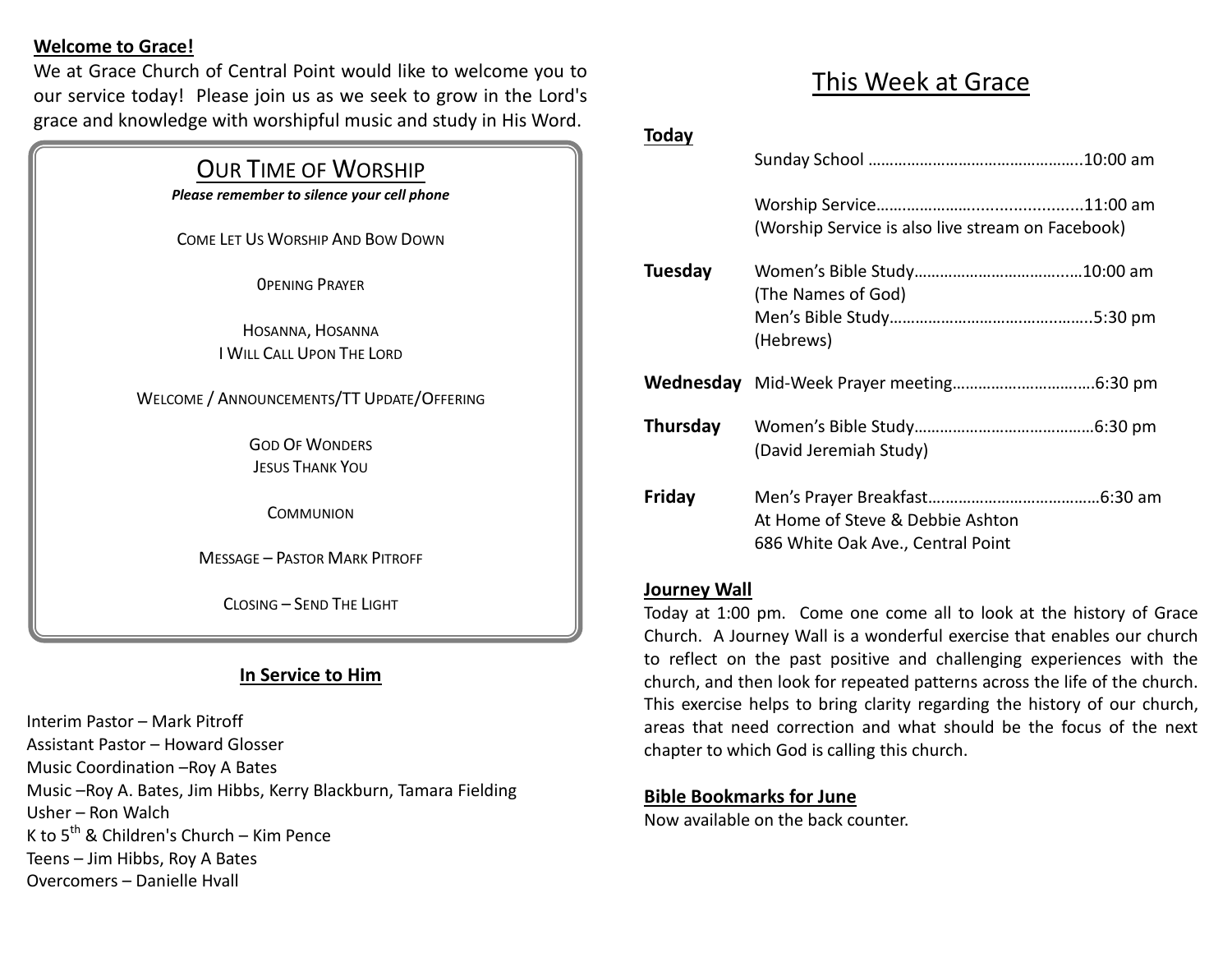**Welcome to Grace!**

We at Grace Church of Central Point would like to welcome you to our service today! Please join us as we seek to grow in the Lord's grace and knowledge with worshipful music and study in His Word.

## Our Time of Worship

***Please remember to silence your cell phone***

Come Let Us Worship And Bow Down

0pening Prayer

Hosanna, Hosanna
I Will Call Upon The Lord

Welcome / Announcements/TT Update/Offering

God Of Wonders
Jesus Thank You

Communion

Message – Pastor Mark Pitroff

Closing – Send The Light

### In Service to Him

Interim Pastor – Mark Pitroff
Assistant Pastor – Howard Glosser
Music Coordination –Roy A Bates
Music –Roy A. Bates, Jim Hibbs, Kerry Blackburn, Tamara Fielding
Usher – Ron Walch
K to 5th & Children's Church – Kim Pence
Teens – Jim Hibbs, Roy A Bates
Overcomers – Danielle Hvall

# This Week at Grace

**Today**

Sunday School ………………………………………….10:00 am

Worship Service……………………..................11:00 am
(Worship Service is also live stream on Facebook)

**Tuesday** Women's Bible Study……………………………...10:00 am
(The Names of God)
Men's Bible Study……………………………..……..5:30 pm
(Hebrews)

**Wednesday** Mid-Week Prayer meeting………………….……..6:30 pm

**Thursday** Women's Bible Study……………………………….…6:30 pm
(David Jeremiah Study)

**Friday** Men's Prayer Breakfast…………………………………6:30 am
At Home of Steve & Debbie Ashton
686 White Oak Ave., Central Point

**Journey Wall**

Today at 1:00 pm. Come one come all to look at the history of Grace Church. A Journey Wall is a wonderful exercise that enables our church to reflect on the past positive and challenging experiences with the church, and then look for repeated patterns across the life of the church. This exercise helps to bring clarity regarding the history of our church, areas that need correction and what should be the focus of the next chapter to which God is calling this church.

**Bible Bookmarks for June**

Now available on the back counter.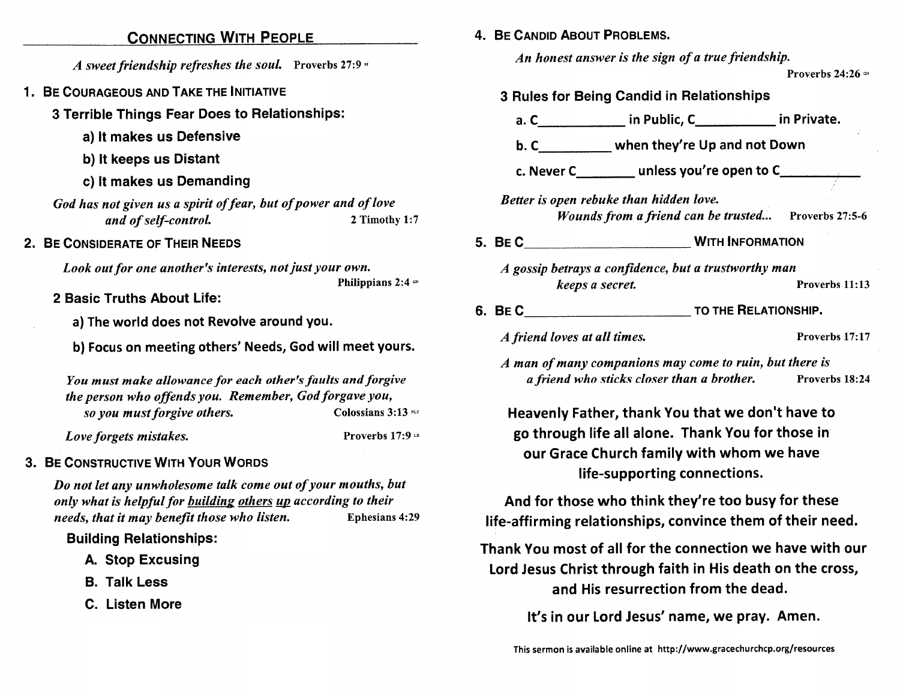## Connecting With People

*A sweet friendship refreshes the soul.* Proverbs 27:9 ᴹ

1. **Be Courageous and Take the Initiative**

   **3 Terrible Things Fear Does to Relationships:**

   **a) It makes us Defensive**

   **b) It keeps us Distant**

   **c) It makes us Demanding**

   *God has not given us a spirit of fear, but of power and of love and of self-control.* 2 Timothy 1:7

2. **Be Considerate of Their Needs**

   *Look out for one another's interests, not just your own.* Philippians 2:4 ᴳᴺ

   **2 Basic Truths About Life:**

   **a) The world does not Revolve around you.**

   **b) Focus on meeting others' Needs, God will meet yours.**

   *You must make allowance for each other's faults and forgive the person who offends you. Remember, God forgave you, so you must forgive others.* Colossians 3:13 ᴺᴸᵀ

   *Love forgets mistakes.* Proverbs 17:9 ᴸᴮ

3. **Be Constructive With Your Words**

   ***Do not let any unwholesome talk come out of your mouths, but only what is helpful for <u>building</u> <u>others</u> <u>up</u> according to their needs, that it may benefit those who listen.*** Ephesians 4:29

   **Building Relationships:**

   **A. Stop Excusing**

   **B. Talk Less**

   **C. Listen More**

4. **Be Candid About Problems.**

   *An honest answer is the sign of a true friendship.* Proverbs 24:26 ᴳᴺ

   **3 Rules for Being Candid in Relationships**

   **a. C__________ in Public, C__________ in Private.**

   **b. C__________ when they're Up and not Down**

   **c. Never C________ unless you're open to C__________**

   *Better is open rebuke than hidden love. Wounds from a friend can be trusted...* Proverbs 27:5-6

5. **Be C______________________ With Information**

   *A gossip betrays a confidence, but a trustworthy man keeps a secret.* Proverbs 11:13

6. **Be C______________________ to the Relationship.**

   *A friend loves at all times.* Proverbs 17:17

   *A man of many companions may come to ruin, but there is a friend who sticks closer than a brother.* Proverbs 18:24

**Heavenly Father, thank You that we don't have to go through life all alone. Thank You for those in our Grace Church family with whom we have life-supporting connections.**

**And for those who think they're too busy for these life-affirming relationships, convince them of their need.**

**Thank You most of all for the connection we have with our Lord Jesus Christ through faith in His death on the cross, and His resurrection from the dead.**

**It's in our Lord Jesus' name, we pray. Amen.**

This sermon is available online at http://www.gracechurchcp.org/resources